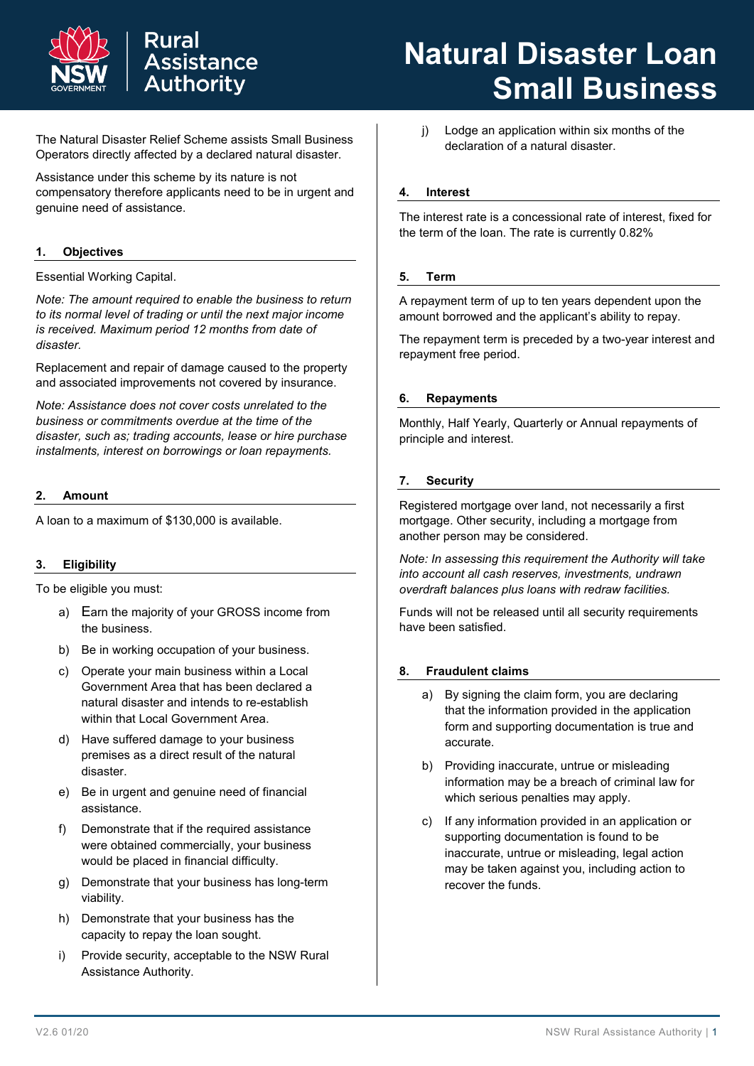# Natural Disaster Loan Small Business

Rural Assistance Authority

The Natural Disaster Relief Scheme assists Small Business Operators directly affected by a declared natural disaster.

Assistance under this scheme by its nature is not compensatory therefore applicants need to be in urgent and genuine need of assistance.

## 1. Objectives

Essential Working Capital.

*Note: The amount required to enable the business to return to its normal level of trading or until the next major income is received. Maximum period 12 months from date of disaster.*

Replacement and repair of damage caused to the property and associated improvements not covered by insurance.

*Note: Assistance does not cover costs unrelated to the business or commitments overdue at the time of the disaster, such as; trading accounts, lease or hire purchase instalments, interest on borrowings or loan repayments.*

## 2. Amount

A loan to a maximum of $130,000 is available.

## 3. Eligibility

To be eligible you must:

a) Earn the majority of your GROSS income from the business.

b) Be in working occupation of your business.

c) Operate your main business within a Local Government Area that has been declared a natural disaster and intends to re-establish within that Local Government Area.

d) Have suffered damage to your business premises as a direct result of the natural disaster.

e) Be in urgent and genuine need of financial assistance.

f) Demonstrate that if the required assistance were obtained commercially, your business would be placed in financial difficulty.

g) Demonstrate that your business has long-term viability.

h) Demonstrate that your business has the capacity to repay the loan sought.

i) Provide security, acceptable to the NSW Rural Assistance Authority.

j) Lodge an application within six months of the declaration of a natural disaster.

## 4. Interest

The interest rate is a concessional rate of interest, fixed for the term of the loan. The rate is currently 0.82%

## 5. Term

A repayment term of up to ten years dependent upon the amount borrowed and the applicant's ability to repay.

The repayment term is preceded by a two-year interest and repayment free period.

## 6. Repayments

Monthly, Half Yearly, Quarterly or Annual repayments of principle and interest.

## 7. Security

Registered mortgage over land, not necessarily a first mortgage. Other security, including a mortgage from another person may be considered.

*Note: In assessing this requirement the Authority will take into account all cash reserves, investments, undrawn overdraft balances plus loans with redraw facilities.*

Funds will not be released until all security requirements have been satisfied.

## 8. Fraudulent claims

a) By signing the claim form, you are declaring that the information provided in the application form and supporting documentation is true and accurate.

b) Providing inaccurate, untrue or misleading information may be a breach of criminal law for which serious penalties may apply.

c) If any information provided in an application or supporting documentation is found to be inaccurate, untrue or misleading, legal action may be taken against you, including action to recover the funds.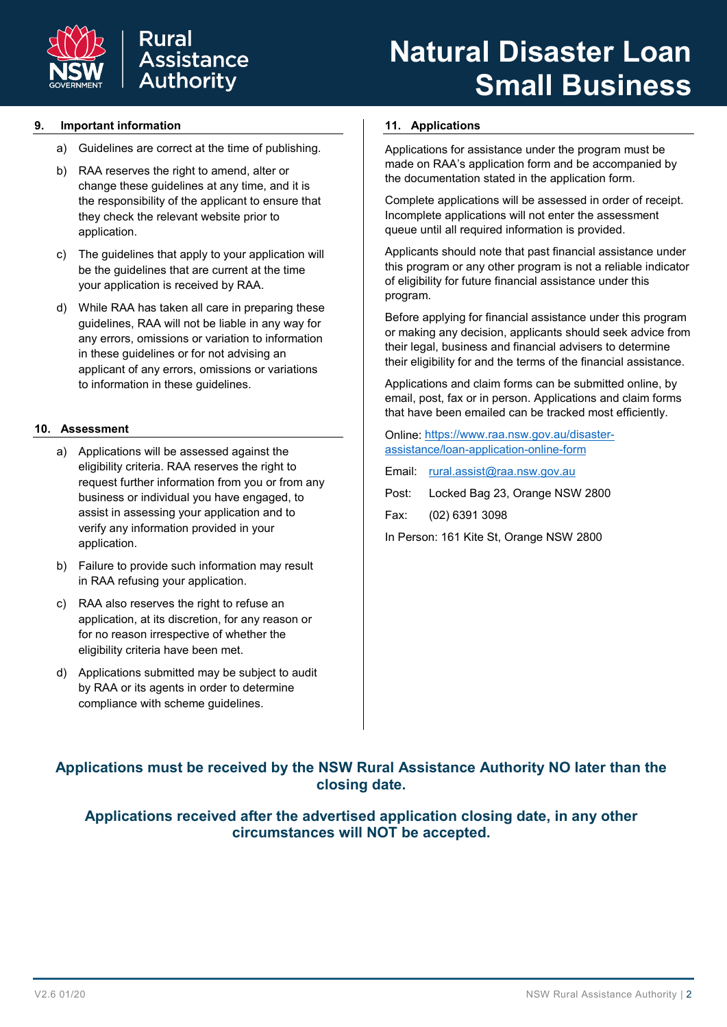## 9. Important information

a) Guidelines are correct at the time of publishing.

b) RAA reserves the right to amend, alter or change these guidelines at any time, and it is the responsibility of the applicant to ensure that they check the relevant website prior to application.

c) The guidelines that apply to your application will be the guidelines that are current at the time your application is received by RAA.

d) While RAA has taken all care in preparing these guidelines, RAA will not be liable in any way for any errors, omissions or variation to information in these guidelines or for not advising an applicant of any errors, omissions or variations to information in these guidelines.

## 10. Assessment

a) Applications will be assessed against the eligibility criteria. RAA reserves the right to request further information from you or from any business or individual you have engaged, to assist in assessing your application and to verify any information provided in your application.

b) Failure to provide such information may result in RAA refusing your application.

c) RAA also reserves the right to refuse an application, at its discretion, for any reason or for no reason irrespective of whether the eligibility criteria have been met.

d) Applications submitted may be subject to audit by RAA or its agents in order to determine compliance with scheme guidelines.

## 11. Applications

Applications for assistance under the program must be made on RAA's application form and be accompanied by the documentation stated in the application form.

Complete applications will be assessed in order of receipt. Incomplete applications will not enter the assessment queue until all required information is provided.

Applicants should note that past financial assistance under this program or any other program is not a reliable indicator of eligibility for future financial assistance under this program.

Before applying for financial assistance under this program or making any decision, applicants should seek advice from their legal, business and financial advisers to determine their eligibility for and the terms of the financial assistance.

Applications and claim forms can be submitted online, by email, post, fax or in person. Applications and claim forms that have been emailed can be tracked most efficiently.

Online: https://www.raa.nsw.gov.au/disaster-assistance/loan-application-online-form

Email: rural.assist@raa.nsw.gov.au

Post: Locked Bag 23, Orange NSW 2800

Fax: (02) 6391 3098

In Person: 161 Kite St, Orange NSW 2800

**Applications must be received by the NSW Rural Assistance Authority NO later than the closing date.**

**Applications received after the advertised application closing date, in any other circumstances will NOT be accepted.**

V2.6 01/20